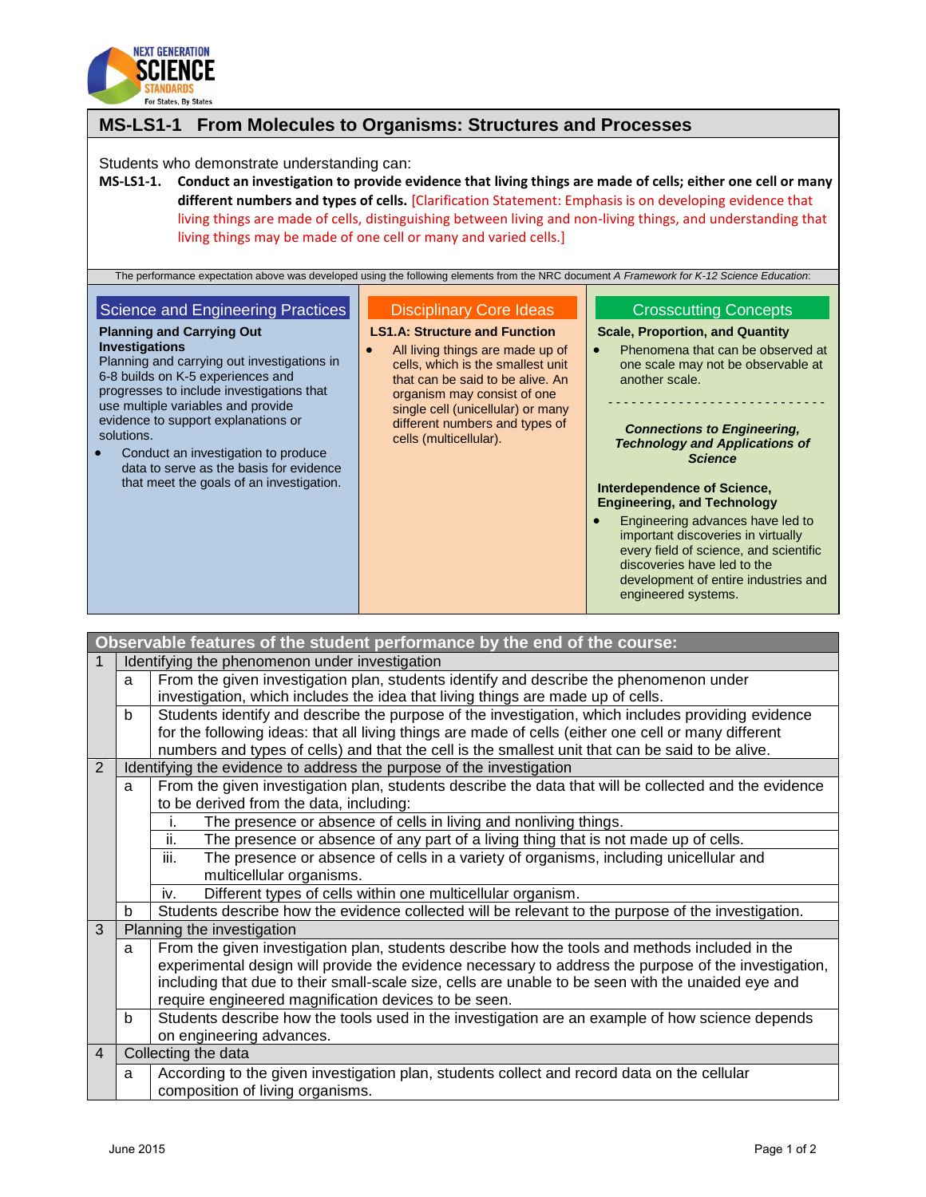# MS-LS1-1 From Molecules to Organisms: Structures and Processes

Students who demonstrate understanding can:

**MS-LS1-1. Conduct an investigation to provide evidence that living things are made of cells; either one cell or many different numbers and types of cells.** [Clarification Statement: Emphasis is on developing evidence that living things are made of cells, distinguishing between living and non-living things, and understanding that living things may be made of one cell or many and varied cells.]

The performance expectation above was developed using the following elements from the NRC document *A Framework for K-12 Science Education*:

## Science and Engineering Practices

**Planning and Carrying Out Investigations**

Planning and carrying out investigations in 6-8 builds on K-5 experiences and progresses to include investigations that use multiple variables and provide evidence to support explanations or solutions.

- Conduct an investigation to produce data to serve as the basis for evidence that meet the goals of an investigation.

## Disciplinary Core Ideas

**LS1.A: Structure and Function**

- All living things are made up of cells, which is the smallest unit that can be said to be alive. An organism may consist of one single cell (unicellular) or many different numbers and types of cells (multicellular).

## Crosscutting Concepts

**Scale, Proportion, and Quantity**

- Phenomena that can be observed at one scale may not be observable at another scale.

- - - - - - - - - - - - - - - - - - - - - - - - - - -

***Connections to Engineering, Technology and Applications of Science***

**Interdependence of Science, Engineering, and Technology**

- Engineering advances have led to important discoveries in virtually every field of science, and scientific discoveries have led to the development of entire industries and engineered systems.

## Observable features of the student performance by the end of the course:

| | | |
|---|---|---|
| 1 | | Identifying the phenomenon under investigation |
| | a | From the given investigation plan, students identify and describe the phenomenon under investigation, which includes the idea that living things are made up of cells. |
| | b | Students identify and describe the purpose of the investigation, which includes providing evidence for the following ideas: that all living things are made of cells (either one cell or many different numbers and types of cells) and that the cell is the smallest unit that can be said to be alive. |
| 2 | | Identifying the evidence to address the purpose of the investigation |
| | a | From the given investigation plan, students describe the data that will be collected and the evidence to be derived from the data, including: |
| | | i. The presence or absence of cells in living and nonliving things. |
| | | ii. The presence or absence of any part of a living thing that is not made up of cells. |
| | | iii. The presence or absence of cells in a variety of organisms, including unicellular and multicellular organisms. |
| | | iv. Different types of cells within one multicellular organism. |
| | b | Students describe how the evidence collected will be relevant to the purpose of the investigation. |
| 3 | | Planning the investigation |
| | a | From the given investigation plan, students describe how the tools and methods included in the experimental design will provide the evidence necessary to address the purpose of the investigation, including that due to their small-scale size, cells are unable to be seen with the unaided eye and require engineered magnification devices to be seen. |
| | b | Students describe how the tools used in the investigation are an example of how science depends on engineering advances. |
| 4 | | Collecting the data |
| | a | According to the given investigation plan, students collect and record data on the cellular composition of living organisms. |

June 2015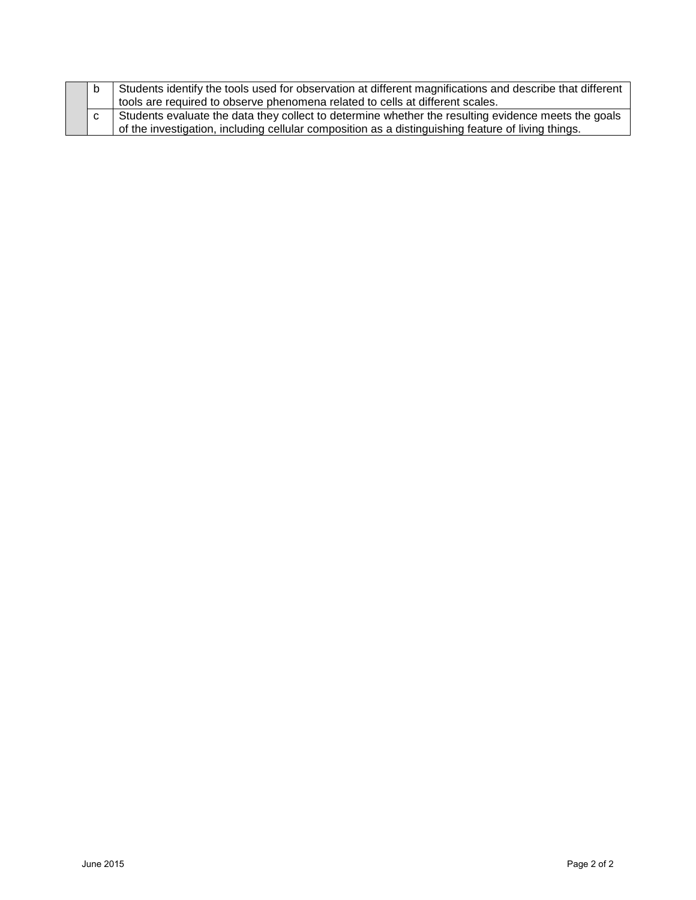| | | |
|---|---|---|
| | b | Students identify the tools used for observation at different magnifications and describe that different tools are required to observe phenomena related to cells at different scales. |
| | c | Students evaluate the data they collect to determine whether the resulting evidence meets the goals of the investigation, including cellular composition as a distinguishing feature of living things. |